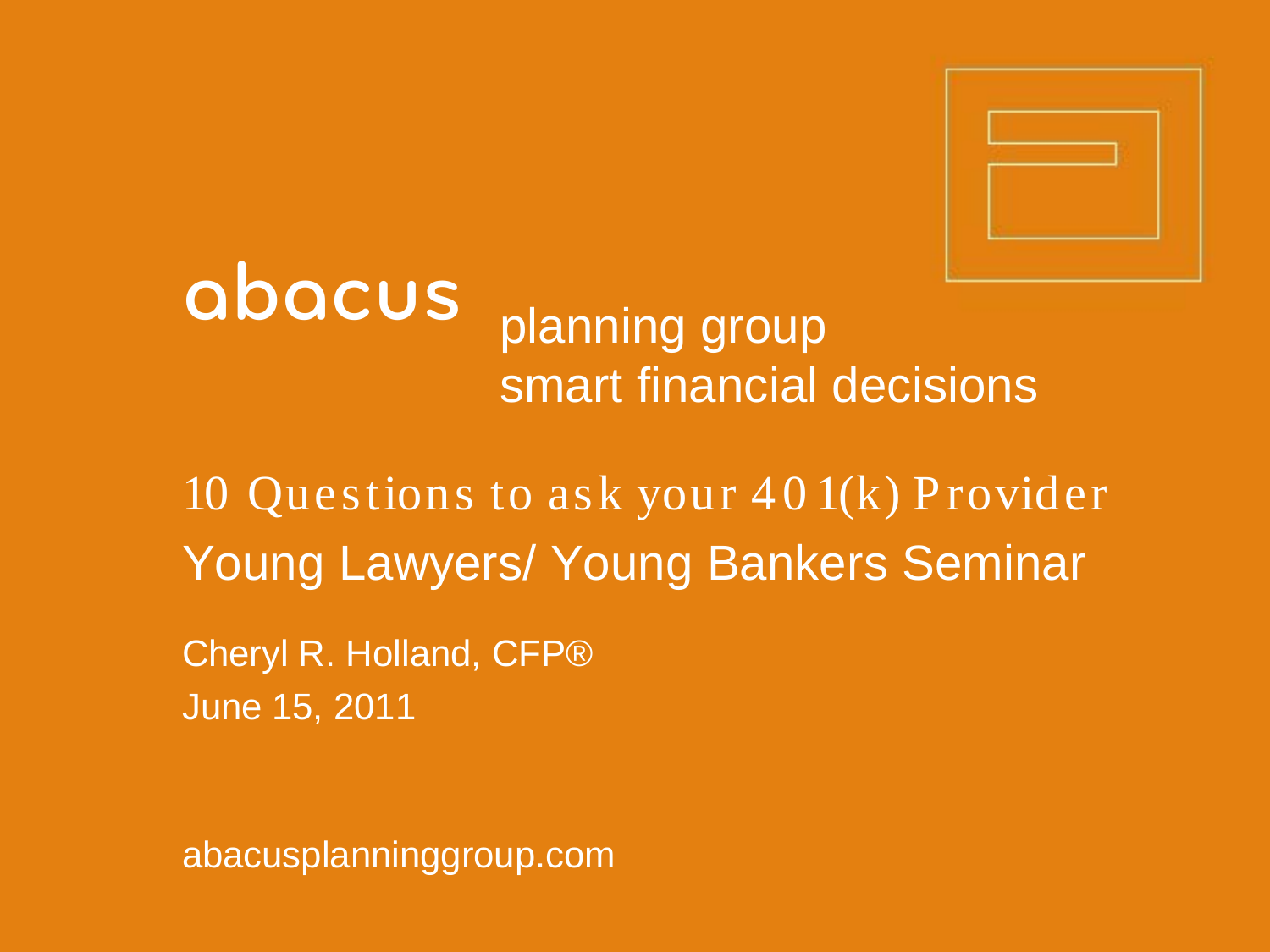abacus planning group
smart financial decisions

# 10 Questions to ask your 401(k) Provider

## Young Lawyers/ Young Bankers Seminar

Cheryl R. Holland, CFP®

June 15, 2011

abacusplanninggroup.com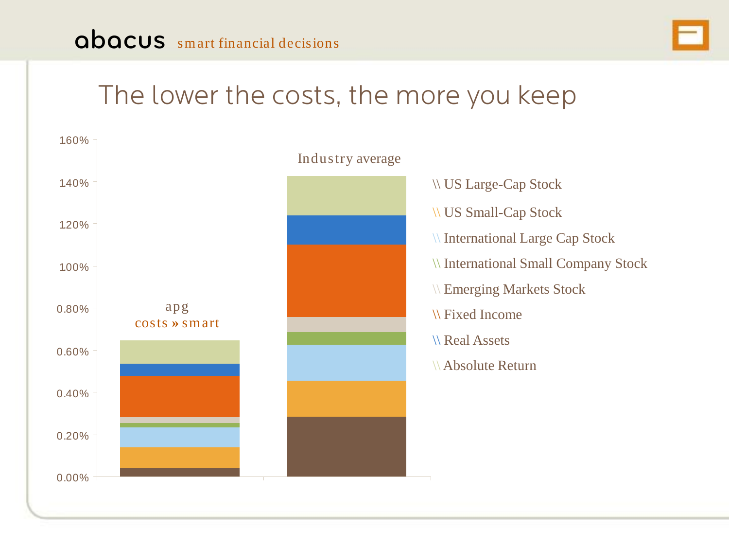abacus smart financial decisions

# The lower the costs, the more you keep

160%
140%
120%
100%
0.80%
0.60%
0.40%
0.20%
0.00%

apg costs » smart

Industry average

- \\ US Large-Cap Stock
- \\ US Small-Cap Stock
- \\ International Large Cap Stock
- \\ International Small Company Stock
- \\ Emerging Markets Stock
- \\ Fixed Income
- \\ Real Assets
- \\ Absolute Return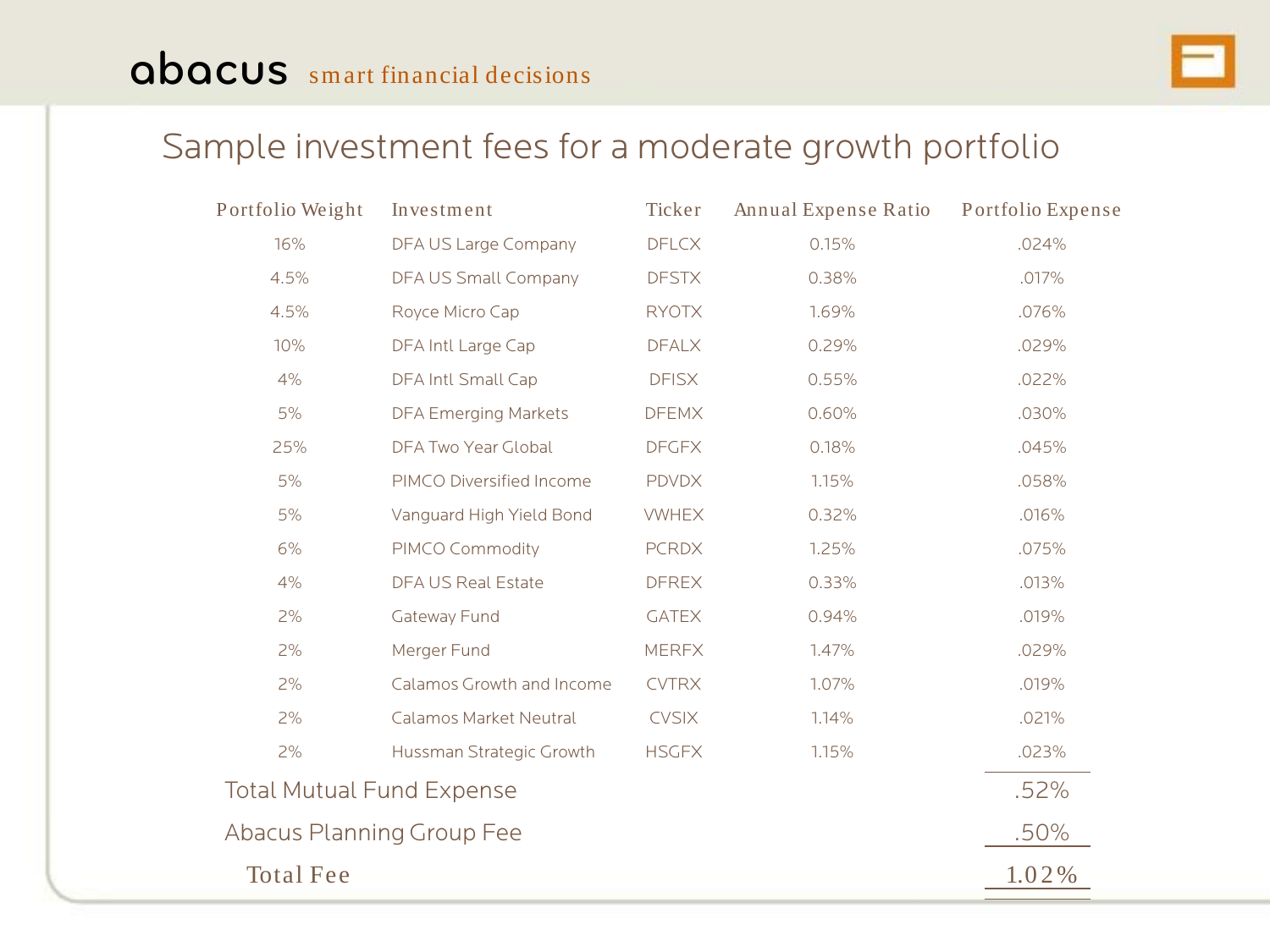abacus smart financial decisions

# Sample investment fees for a moderate growth portfolio

| Portfolio Weight | Investment | Ticker | Annual Expense Ratio | Portfolio Expense |
|---|---|---|---|---|
| 16% | DFA US Large Company | DFLCX | 0.15% | .024% |
| 4.5% | DFA US Small Company | DFSTX | 0.38% | .017% |
| 4.5% | Royce Micro Cap | RYOTX | 1.69% | .076% |
| 10% | DFA Intl Large Cap | DFALX | 0.29% | .029% |
| 4% | DFA Intl Small Cap | DFISX | 0.55% | .022% |
| 5% | DFA Emerging Markets | DFEMX | 0.60% | .030% |
| 25% | DFA Two Year Global | DFGFX | 0.18% | .045% |
| 5% | PIMCO Diversified Income | PDVDX | 1.15% | .058% |
| 5% | Vanguard High Yield Bond | VWHEX | 0.32% | .016% |
| 6% | PIMCO Commodity | PCRDX | 1.25% | .075% |
| 4% | DFA US Real Estate | DFREX | 0.33% | .013% |
| 2% | Gateway Fund | GATEX | 0.94% | .019% |
| 2% | Merger Fund | MERFX | 1.47% | .029% |
| 2% | Calamos Growth and Income | CVTRX | 1.07% | .019% |
| 2% | Calamos Market Neutral | CVSIX | 1.14% | .021% |
| 2% | Hussman Strategic Growth | HSGFX | 1.15% | .023% |
| Total Mutual Fund Expense | | | | .52% |
| Abacus Planning Group Fee | | | | .50% |
| Total Fee | | | | 1.02% |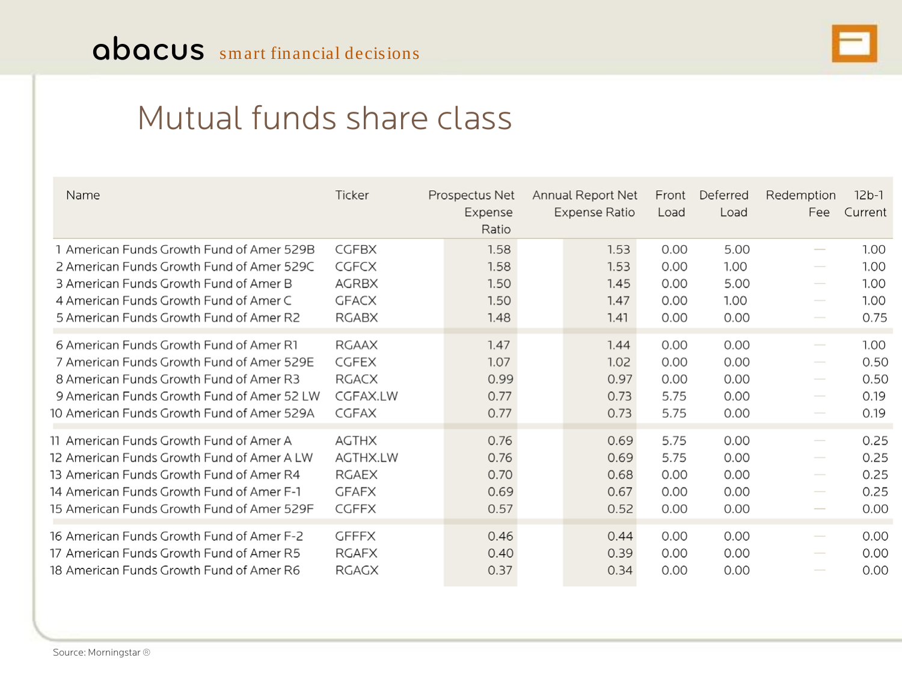# Mutual funds share class

| Name | Ticker | Prospectus Net Expense Ratio | Annual Report Net Expense Ratio | Front Load | Deferred Load | Redemption Fee | 12b-1 Current |
|---|---|---|---|---|---|---|---|
| 1 American Funds Growth Fund of Amer 529B | CGFBX | 1.58 | 1.53 | 0.00 | 5.00 | — | 1.00 |
| 2 American Funds Growth Fund of Amer 529C | CGFCX | 1.58 | 1.53 | 0.00 | 1.00 | — | 1.00 |
| 3 American Funds Growth Fund of Amer B | AGRBX | 1.50 | 1.45 | 0.00 | 5.00 | — | 1.00 |
| 4 American Funds Growth Fund of Amer C | GFACX | 1.50 | 1.47 | 0.00 | 1.00 | — | 1.00 |
| 5 American Funds Growth Fund of Amer R2 | RGABX | 1.48 | 1.41 | 0.00 | 0.00 | — | 0.75 |
| 6 American Funds Growth Fund of Amer R1 | RGAAX | 1.47 | 1.44 | 0.00 | 0.00 | — | 1.00 |
| 7 American Funds Growth Fund of Amer 529E | CGFEX | 1.07 | 1.02 | 0.00 | 0.00 | — | 0.50 |
| 8 American Funds Growth Fund of Amer R3 | RGACX | 0.99 | 0.97 | 0.00 | 0.00 | — | 0.50 |
| 9 American Funds Growth Fund of Amer 52 LW | CGFAX.LW | 0.77 | 0.73 | 5.75 | 0.00 | — | 0.19 |
| 10 American Funds Growth Fund of Amer 529A | CGFAX | 0.77 | 0.73 | 5.75 | 0.00 | — | 0.19 |
| 11 American Funds Growth Fund of Amer A | AGTHX | 0.76 | 0.69 | 5.75 | 0.00 | — | 0.25 |
| 12 American Funds Growth Fund of Amer A LW | AGTHX.LW | 0.76 | 0.69 | 5.75 | 0.00 | — | 0.25 |
| 13 American Funds Growth Fund of Amer R4 | RGAEX | 0.70 | 0.68 | 0.00 | 0.00 | — | 0.25 |
| 14 American Funds Growth Fund of Amer F-1 | GFAFX | 0.69 | 0.67 | 0.00 | 0.00 | — | 0.25 |
| 15 American Funds Growth Fund of Amer 529F | CGFFX | 0.57 | 0.52 | 0.00 | 0.00 | — | 0.00 |
| 16 American Funds Growth Fund of Amer F-2 | GFFFX | 0.46 | 0.44 | 0.00 | 0.00 | — | 0.00 |
| 17 American Funds Growth Fund of Amer R5 | RGAFX | 0.40 | 0.39 | 0.00 | 0.00 | — | 0.00 |
| 18 American Funds Growth Fund of Amer R6 | RGAGX | 0.37 | 0.34 | 0.00 | 0.00 | — | 0.00 |

Source: Morningstar ®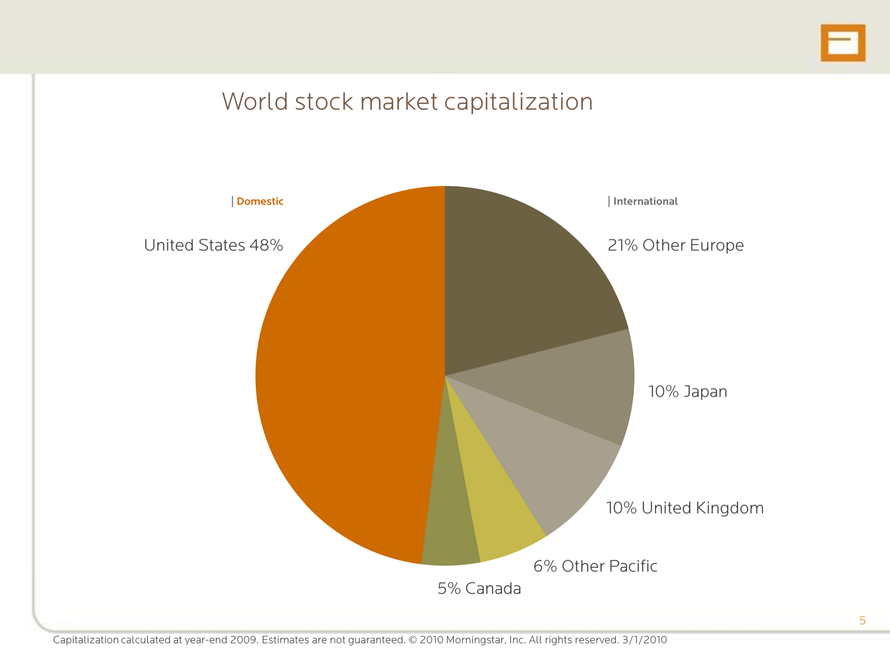# World stock market capitalization

| Domestic

United States 48%

| International

21% Other Europe

10% Japan

10% United Kingdom

6% Other Pacific

5% Canada

Capitalization calculated at year-end 2009. Estimates are not guaranteed. © 2010 Morningstar, Inc. All rights reserved. 3/1/2010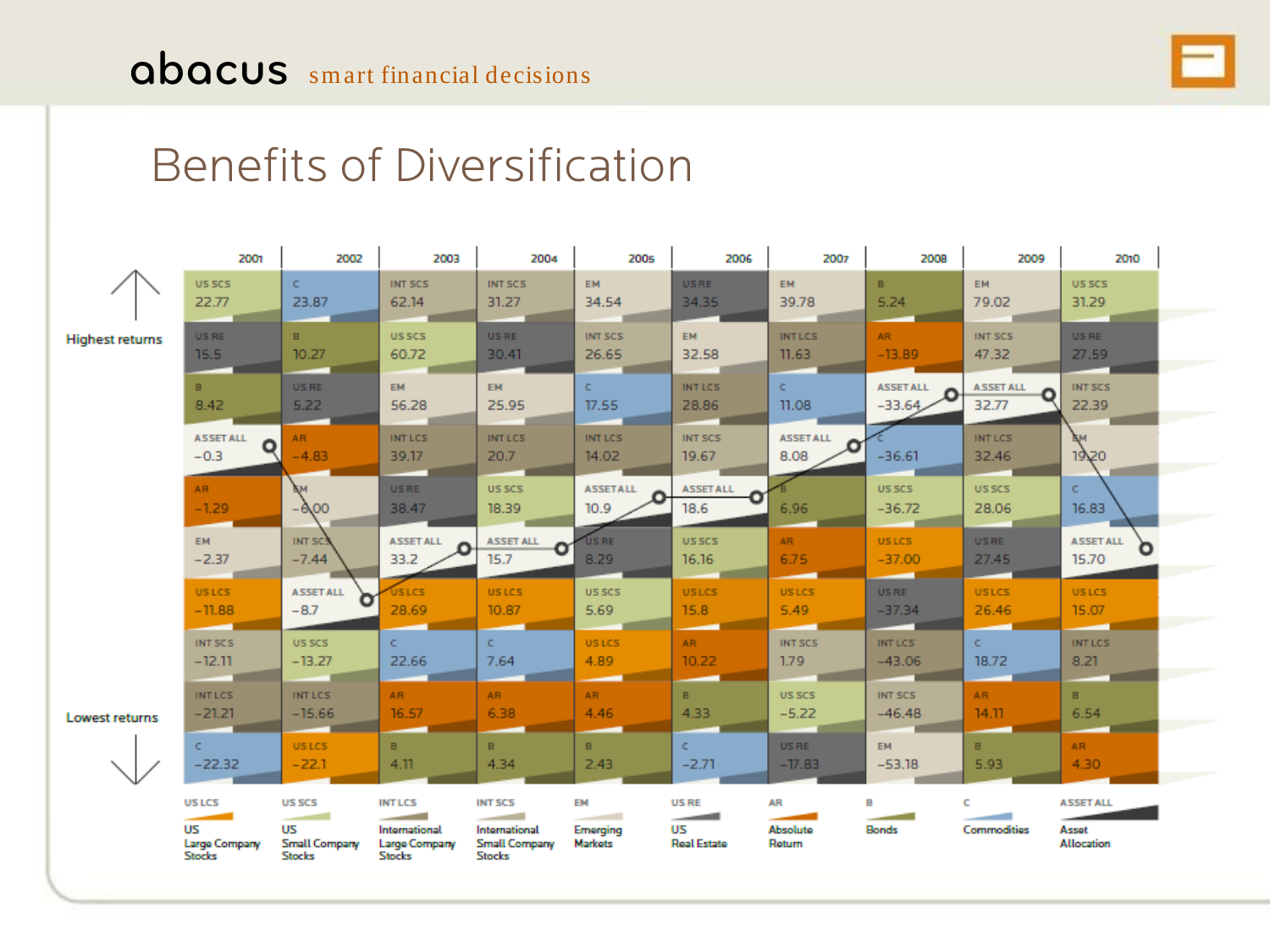# Benefits of Diversification

| | 2001 | 2002 | 2003 | 2004 | 2005 | 2006 | 2007 | 2008 | 2009 | 2010 |
|---|---|---|---|---|---|---|---|---|---|---|
| Highest returns | US SCS 22.77 | C 23.87 | INT SCS 62.14 | INT SCS 31.27 | EM 34.54 | US RE 34.35 | EM 39.78 | B 5.24 | EM 79.02 | US SCS 31.29 |
| | US RE 15.5 | B 10.27 | US SCS 60.72 | US RE 30.41 | INT SCS 26.65 | EM 32.58 | INT LCS 11.63 | AR -13.89 | INT SCS 47.32 | US RE 27.59 |
| | B 8.42 | US RE 5.22 | EM 56.28 | EM 25.95 | C 17.55 | INT LCS 28.86 | C 11.08 | ASSET ALL -33.64 | ASSET ALL 32.77 | INT SCS 22.39 |
| | ASSET ALL -0.3 | AR -4.83 | INT LCS 39.17 | INT LCS 20.7 | INT LCS 14.02 | INT SCS 19.67 | ASSET ALL 8.08 | C -36.61 | INT LCS 32.46 | EM 19.20 |
| | AR -1.29 | EM -6.00 | US RE 38.47 | US SCS 18.39 | ASSET ALL 10.9 | ASSET ALL 18.6 | B 6.96 | US SCS -36.72 | US SCS 28.06 | C 16.83 |
| | EM -2.37 | INT SCS -7.44 | ASSET ALL 33.2 | ASSET ALL 15.7 | US RE 8.29 | US SCS 16.16 | AR 6.75 | US LCS -37.00 | US RE 27.45 | ASSET ALL 15.70 |
| | US LCS -11.88 | ASSET ALL -8.7 | US LCS 28.69 | US LCS 10.87 | US SCS 5.69 | US LCS 15.8 | US LCS 5.49 | US RE -37.34 | US LCS 26.46 | US LCS 15.07 |
| | INT SCS -12.11 | US SCS -13.27 | C 22.66 | C 7.64 | US LCS 4.89 | AR 10.22 | INT SCS 1.79 | INT LCS -43.06 | C 18.72 | INT LCS 8.21 |
| | INT LCS -21.21 | INT LCS -15.66 | AR 16.57 | AR 6.38 | AR 4.46 | B 4.33 | US SCS -5.22 | INT SCS -46.48 | AR 14.11 | B 6.54 |
| Lowest returns | C -22.32 | US LCS -22.1 | B 4.11 | B 4.34 | B 2.43 | C -2.71 | US RE -17.83 | EM -53.18 | B 5.93 | AR 4.30 |

- US LCS: US Large Company Stocks
- US SCS: US Small Company Stocks
- INT LCS: International Large Company Stocks
- INT SCS: International Small Company Stocks
- EM: Emerging Markets
- US RE: US Real Estate
- AR: Absolute Return
- B: Bonds
- C: Commodities
- ASSET ALL: Asset Allocation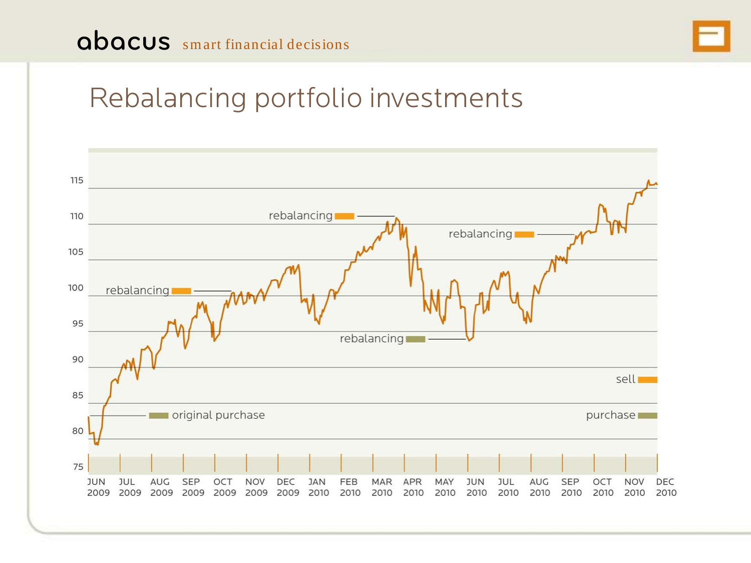abacus smart financial decisions

# Rebalancing portfolio investments

115

110

105

100

95

90

85

80

75

rebalancing

rebalancing

rebalancing

rebalancing

original purchase

sell

purchase

JUN 2009 JUL 2009 AUG 2009 SEP 2009 OCT 2009 NOV 2009 DEC 2009 JAN 2010 FEB 2010 MAR 2010 APR 2010 MAY 2010 JUN 2010 JUL 2010 AUG 2010 SEP 2010 OCT 2010 NOV 2010 DEC 2010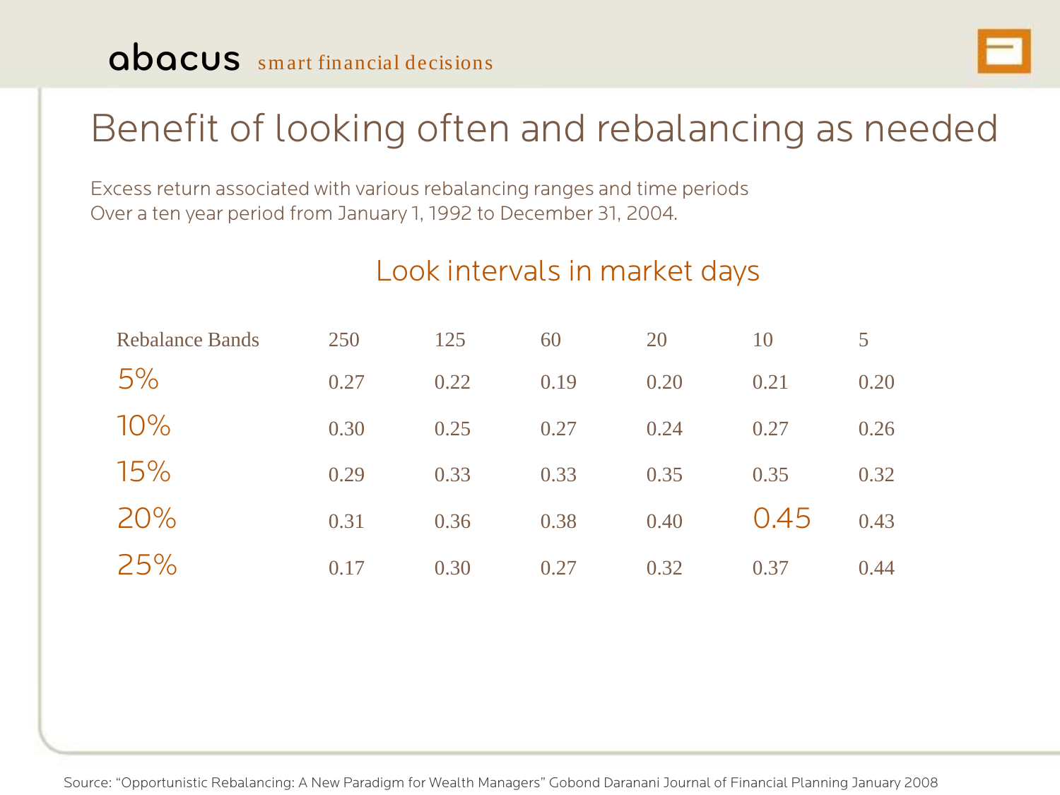# Benefit of looking often and rebalancing as needed

Excess return associated with various rebalancing ranges and time periods
Over a ten year period from January 1, 1992 to December 31, 2004.

## Look intervals in market days

| Rebalance Bands | 250 | 125 | 60 | 20 | 10 | 5 |
|---|---|---|---|---|---|---|
| 5% | 0.27 | 0.22 | 0.19 | 0.20 | 0.21 | 0.20 |
| 10% | 0.30 | 0.25 | 0.27 | 0.24 | 0.27 | 0.26 |
| 15% | 0.29 | 0.33 | 0.33 | 0.35 | 0.35 | 0.32 |
| 20% | 0.31 | 0.36 | 0.38 | 0.40 | 0.45 | 0.43 |
| 25% | 0.17 | 0.30 | 0.27 | 0.32 | 0.37 | 0.44 |

Source: "Opportunistic Rebalancing: A New Paradigm for Wealth Managers" Gobond Daranani Journal of Financial Planning January 2008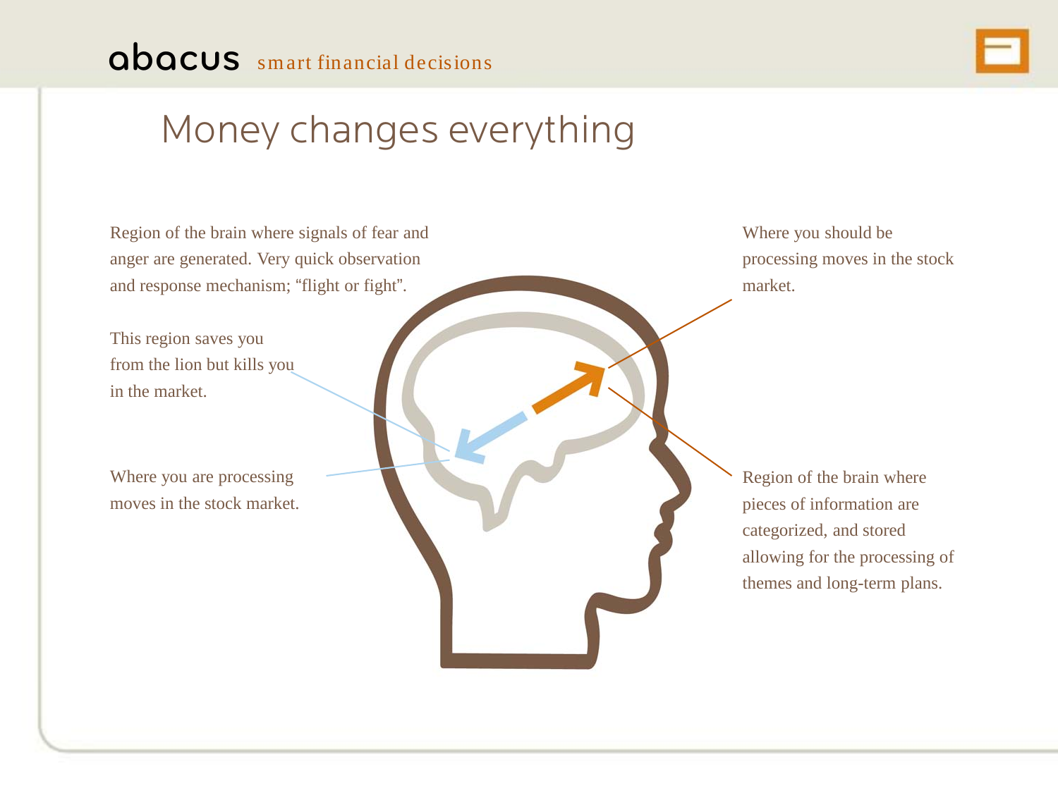# Money changes everything

Region of the brain where signals of fear and anger are generated. Very quick observation and response mechanism; “flight or fight”.

This region saves you from the lion but kills you in the market.

Where you are processing moves in the stock market.

Where you should be processing moves in the stock market.

Region of the brain where pieces of information are categorized, and stored allowing for the processing of themes and long-term plans.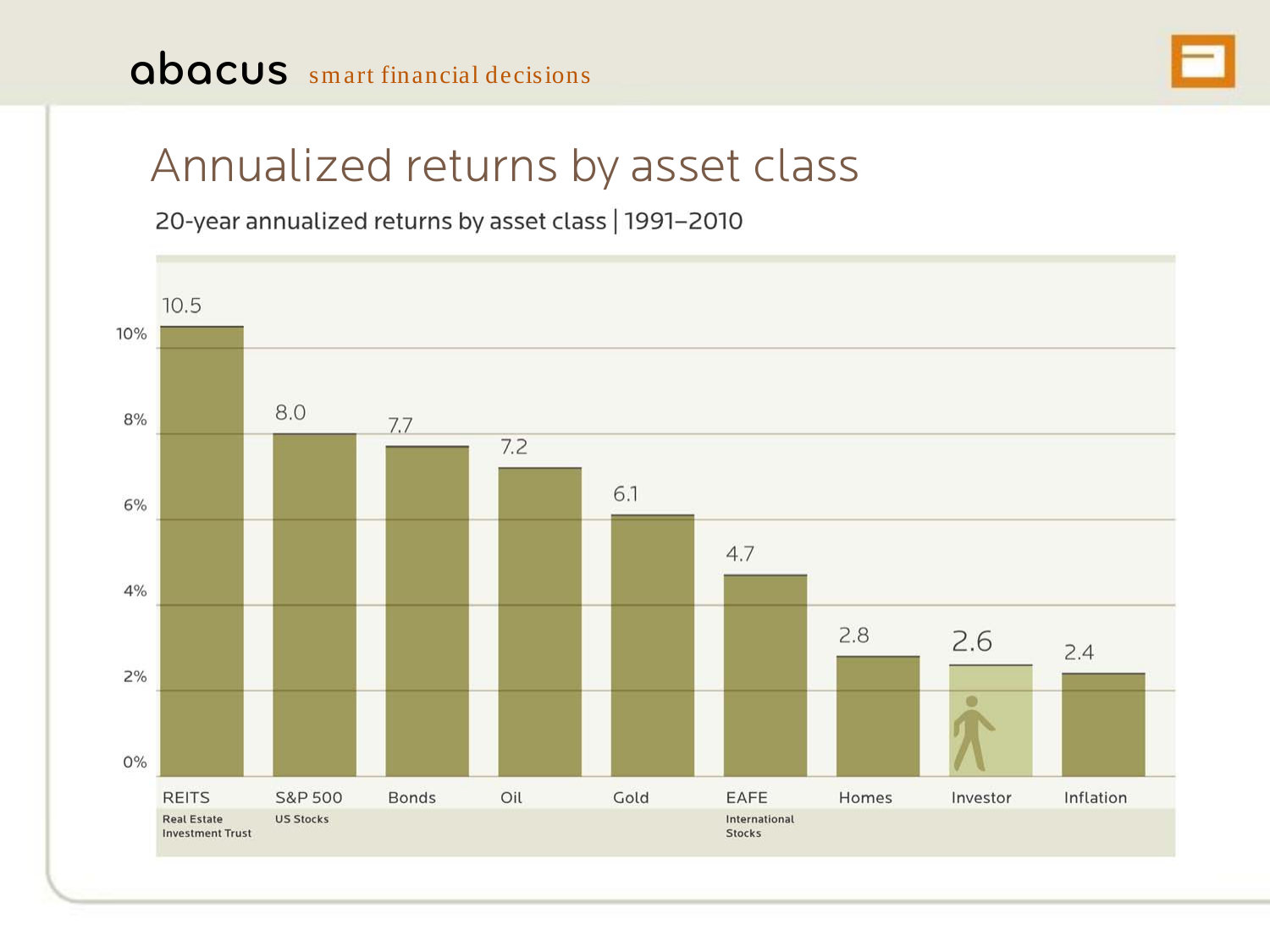abacus smart financial decisions

# Annualized returns by asset class

20-year annualized returns by asset class | 1991–2010

| Asset class | Annualized return (%) |
|---|---|
| REITS (Real Estate Investment Trust) | 10.5 |
| S&P 500 (US Stocks) | 8.0 |
| Bonds | 7.7 |
| Oil | 7.2 |
| Gold | 6.1 |
| EAFE (International Stocks) | 4.7 |
| Homes | 2.8 |
| Investor | 2.6 |
| Inflation | 2.4 |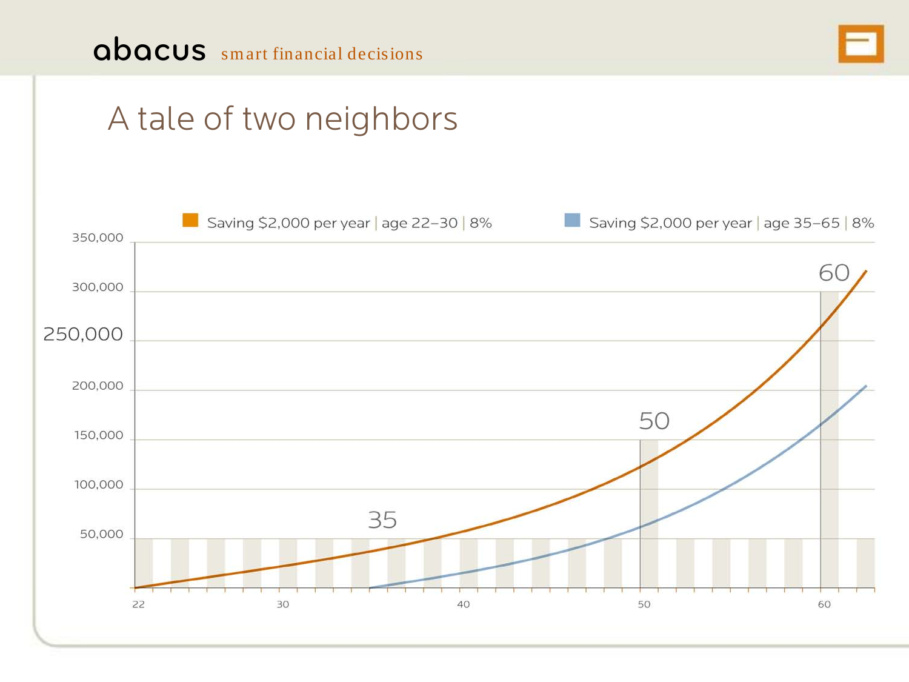# A tale of two neighbors

Saving $2,000 per year | age 22–30 | 8%

Saving $2,000 per year | age 35–65 | 8%

350,000

300,000

250,000

200,000

150,000

100,000

50,000

35

50

60

22

30

40

50

60